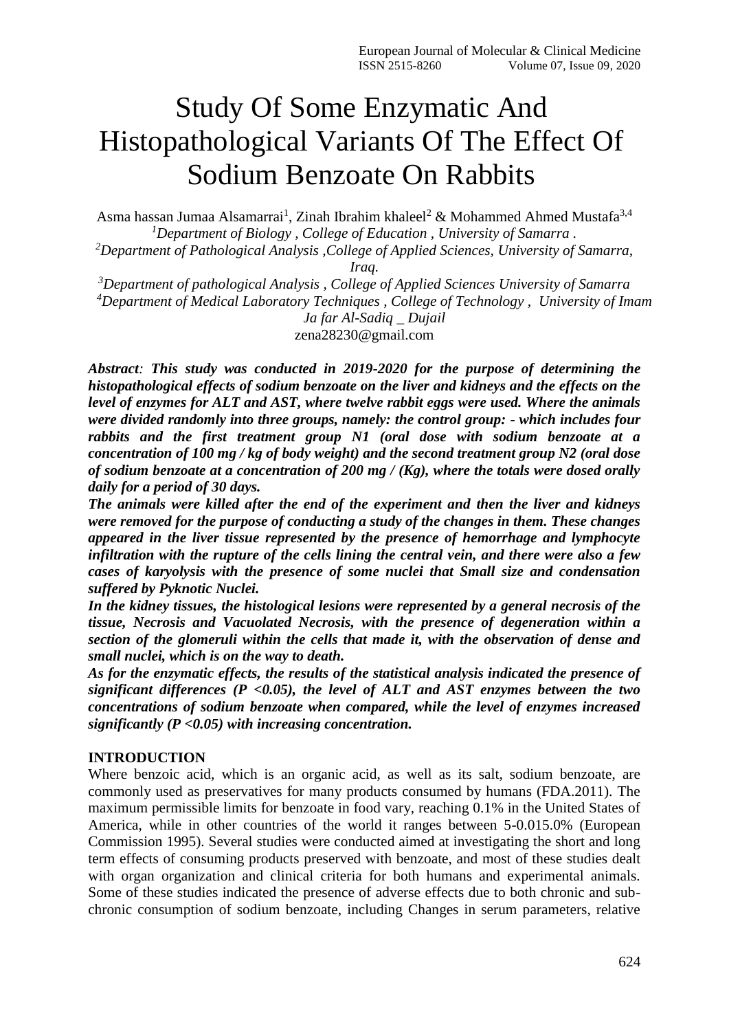# Study Of Some Enzymatic And Histopathological Variants Of The Effect Of Sodium Benzoate On Rabbits

Asma hassan Jumaa Alsamarrai[1], Zinah Ibrahim khaleel[2] & Mohammed Ahmed Mustafa[3,4]

[1]*Department of Biology , College of Education , University of Samarra .*

[2]*Department of Pathological Analysis ,College of Applied Sciences, University of Samarra, Iraq.*

[3]*Department of pathological Analysis , College of Applied Sciences University of Samarra*

[4]*Department of Medical Laboratory Techniques , College of Technology , University of Imam Ja far Al-Sadiq _ Dujail*

zena28230@gmail.com

***Abstract**: This study was conducted in 2019-2020 for the purpose of determining the histopathological effects of sodium benzoate on the liver and kidneys and the effects on the level of enzymes for ALT and AST, where twelve rabbit eggs were used. Where the animals were divided randomly into three groups, namely: the control group: - which includes four rabbits and the first treatment group N1 (oral dose with sodium benzoate at a concentration of 100 mg / kg of body weight) and the second treatment group N2 (oral dose of sodium benzoate at a concentration of 200 mg / (Kg), where the totals were dosed orally daily for a period of 30 days.*

***The animals were killed after the end of the experiment and then the liver and kidneys were removed for the purpose of conducting a study of the changes in them. These changes appeared in the liver tissue represented by the presence of hemorrhage and lymphocyte infiltration with the rupture of the cells lining the central vein, and there were also a few cases of karyolysis with the presence of some nuclei that Small size and condensation suffered by Pyknotic Nuclei.***

***In the kidney tissues, the histological lesions were represented by a general necrosis of the tissue, Necrosis and Vacuolated Necrosis, with the presence of degeneration within a section of the glomeruli within the cells that made it, with the observation of dense and small nuclei, which is on the way to death.***

***As for the enzymatic effects, the results of the statistical analysis indicated the presence of significant differences ($P < 0.05$), the level of ALT and AST enzymes between the two concentrations of sodium benzoate when compared, while the level of enzymes increased significantly ($P < 0.05$) with increasing concentration.***

## INTRODUCTION

Where benzoic acid, which is an organic acid, as well as its salt, sodium benzoate, are commonly used as preservatives for many products consumed by humans (FDA.2011). The maximum permissible limits for benzoate in food vary, reaching 0.1% in the United States of America, while in other countries of the world it ranges between 5-0.015.0% (European Commission 1995). Several studies were conducted aimed at investigating the short and long term effects of consuming products preserved with benzoate, and most of these studies dealt with organ organization and clinical criteria for both humans and experimental animals. Some of these studies indicated the presence of adverse effects due to both chronic and sub-chronic consumption of sodium benzoate, including Changes in serum parameters, relative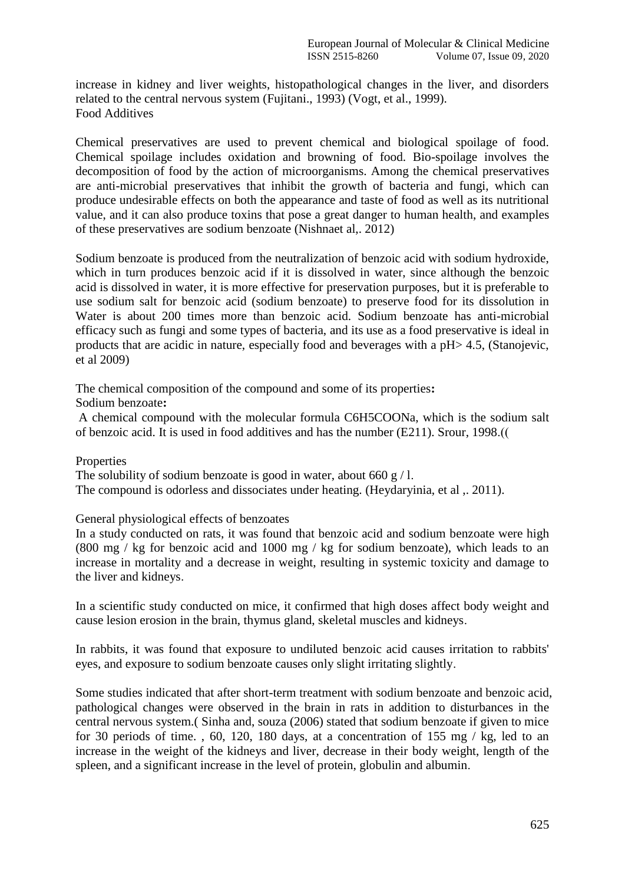increase in kidney and liver weights, histopathological changes in the liver, and disorders related to the central nervous system (Fujitani., 1993) (Vogt, et al., 1999).

## Food Additives

Chemical preservatives are used to prevent chemical and biological spoilage of food. Chemical spoilage includes oxidation and browning of food. Bio-spoilage involves the decomposition of food by the action of microorganisms. Among the chemical preservatives are anti-microbial preservatives that inhibit the growth of bacteria and fungi, which can produce undesirable effects on both the appearance and taste of food as well as its nutritional value, and it can also produce toxins that pose a great danger to human health, and examples of these preservatives are sodium benzoate (Nishnaet al,. 2012)

Sodium benzoate is produced from the neutralization of benzoic acid with sodium hydroxide, which in turn produces benzoic acid if it is dissolved in water, since although the benzoic acid is dissolved in water, it is more effective for preservation purposes, but it is preferable to use sodium salt for benzoic acid (sodium benzoate) to preserve food for its dissolution in Water is about 200 times more than benzoic acid. Sodium benzoate has anti-microbial efficacy such as fungi and some types of bacteria, and its use as a food preservative is ideal in products that are acidic in nature, especially food and beverages with a pH> 4.5, (Stanojevic, et al 2009)

The chemical composition of the compound and some of its properties**:**

Sodium benzoate**:**

A chemical compound with the molecular formula $C_6H_5COONa$, which is the sodium salt of benzoic acid. It is used in food additives and has the number (E211). Srour, 1998.((

Properties

The solubility of sodium benzoate is good in water, about 660 g / l.

The compound is odorless and dissociates under heating. (Heydaryinia, et al ,. 2011).

General physiological effects of benzoates

In a study conducted on rats, it was found that benzoic acid and sodium benzoate were high (800 mg / kg for benzoic acid and 1000 mg / kg for sodium benzoate), which leads to an increase in mortality and a decrease in weight, resulting in systemic toxicity and damage to the liver and kidneys.

In a scientific study conducted on mice, it confirmed that high doses affect body weight and cause lesion erosion in the brain, thymus gland, skeletal muscles and kidneys.

In rabbits, it was found that exposure to undiluted benzoic acid causes irritation to rabbits' eyes, and exposure to sodium benzoate causes only slight irritating slightly.

Some studies indicated that after short-term treatment with sodium benzoate and benzoic acid, pathological changes were observed in the brain in rats in addition to disturbances in the central nervous system.( Sinha and, souza (2006) stated that sodium benzoate if given to mice for 30 periods of time. , 60, 120, 180 days, at a concentration of 155 mg / kg, led to an increase in the weight of the kidneys and liver, decrease in their body weight, length of the spleen, and a significant increase in the level of protein, globulin and albumin.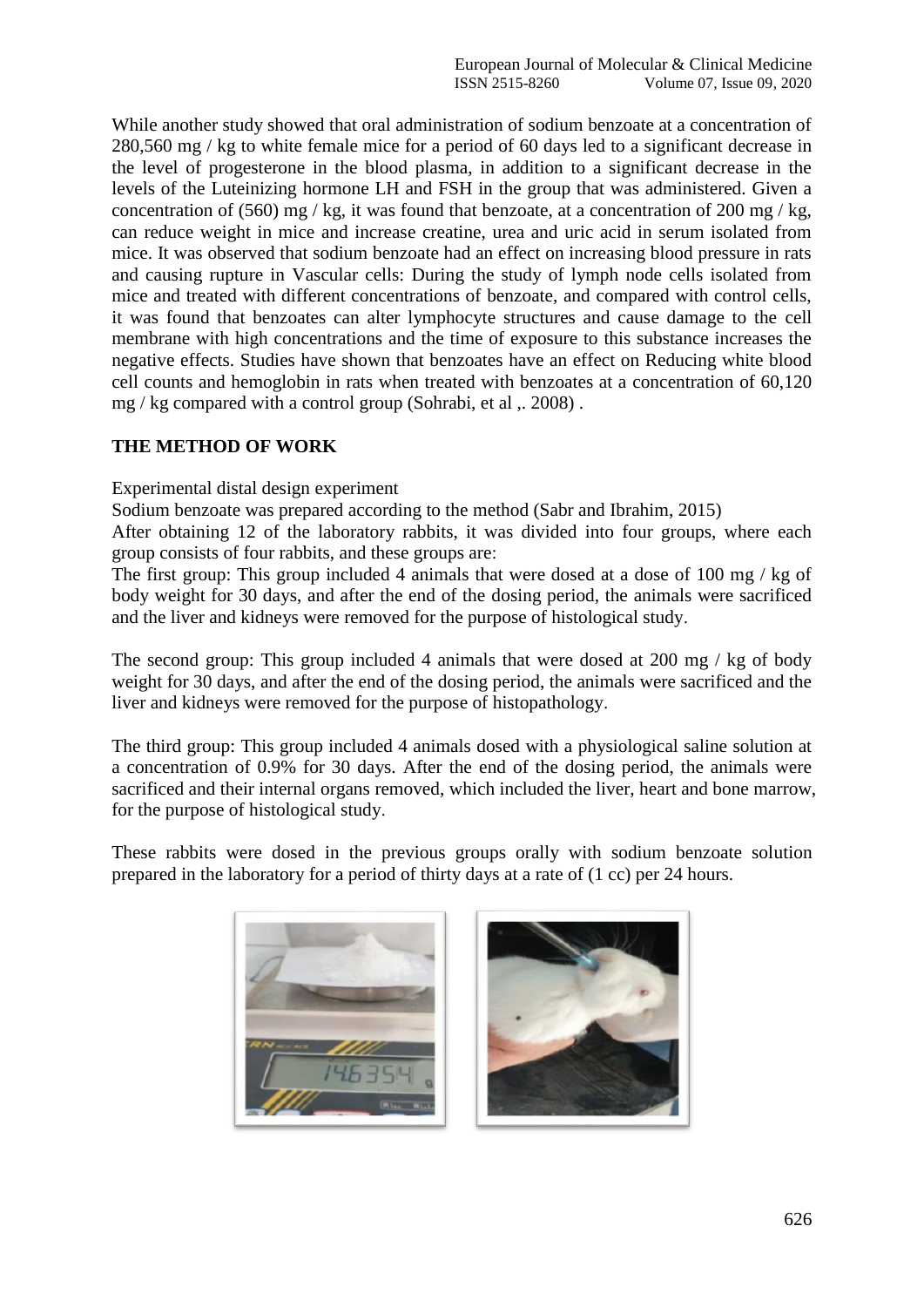While another study showed that oral administration of sodium benzoate at a concentration of 280,560 mg / kg to white female mice for a period of 60 days led to a significant decrease in the level of progesterone in the blood plasma, in addition to a significant decrease in the levels of the Luteinizing hormone LH and FSH in the group that was administered. Given a concentration of (560) mg / kg, it was found that benzoate, at a concentration of 200 mg / kg, can reduce weight in mice and increase creatine, urea and uric acid in serum isolated from mice. It was observed that sodium benzoate had an effect on increasing blood pressure in rats and causing rupture in Vascular cells: During the study of lymph node cells isolated from mice and treated with different concentrations of benzoate, and compared with control cells, it was found that benzoates can alter lymphocyte structures and cause damage to the cell membrane with high concentrations and the time of exposure to this substance increases the negative effects. Studies have shown that benzoates have an effect on Reducing white blood cell counts and hemoglobin in rats when treated with benzoates at a concentration of 60,120 mg / kg compared with a control group (Sohrabi, et al ,. 2008) .

## THE METHOD OF WORK

Experimental distal design experiment

Sodium benzoate was prepared according to the method (Sabr and Ibrahim, 2015)

After obtaining 12 of the laboratory rabbits, it was divided into four groups, where each group consists of four rabbits, and these groups are:

The first group: This group included 4 animals that were dosed at a dose of 100 mg / kg of body weight for 30 days, and after the end of the dosing period, the animals were sacrificed and the liver and kidneys were removed for the purpose of histological study.

The second group: This group included 4 animals that were dosed at 200 mg / kg of body weight for 30 days, and after the end of the dosing period, the animals were sacrificed and the liver and kidneys were removed for the purpose of histopathology.

The third group: This group included 4 animals dosed with a physiological saline solution at a concentration of 0.9% for 30 days. After the end of the dosing period, the animals were sacrificed and their internal organs removed, which included the liver, heart and bone marrow, for the purpose of histological study.

These rabbits were dosed in the previous groups orally with sodium benzoate solution prepared in the laboratory for a period of thirty days at a rate of (1 cc) per 24 hours.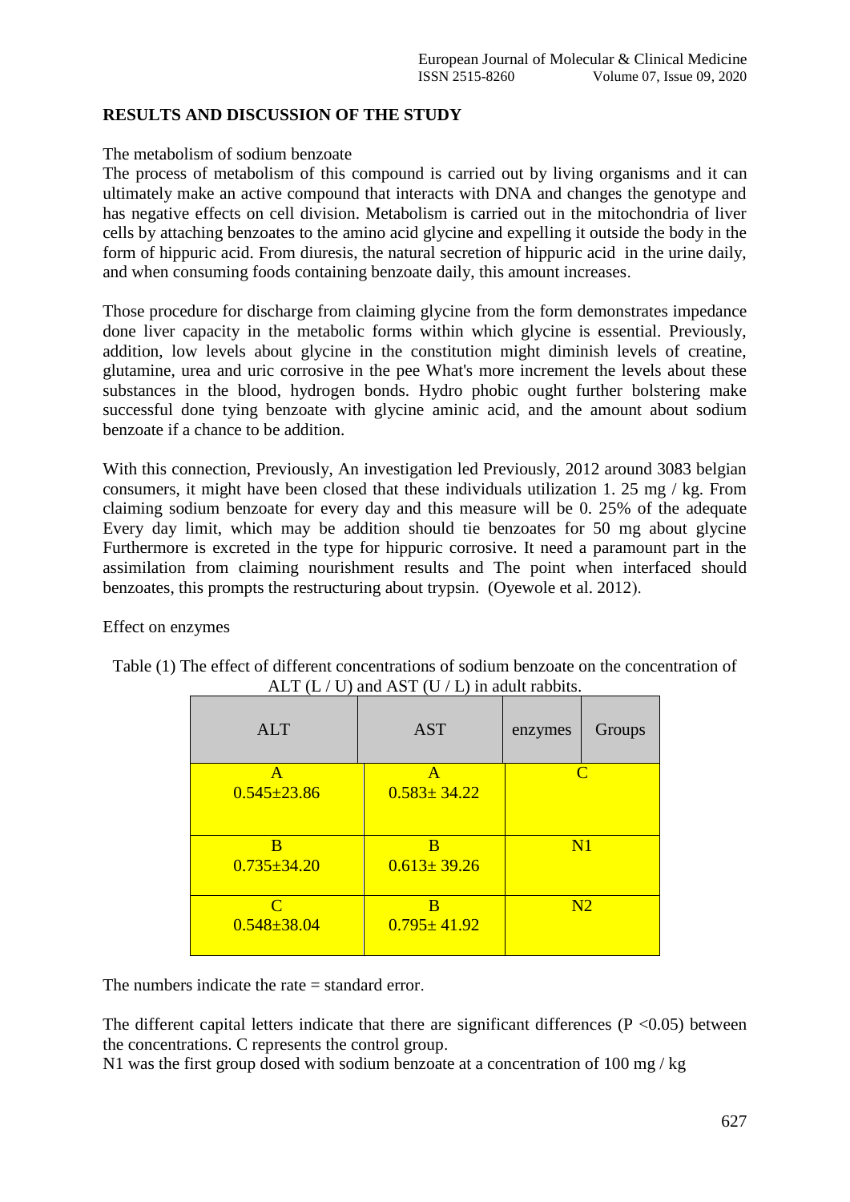## RESULTS AND DISCUSSION OF THE STUDY

The metabolism of sodium benzoate

The process of metabolism of this compound is carried out by living organisms and it can ultimately make an active compound that interacts with DNA and changes the genotype and has negative effects on cell division. Metabolism is carried out in the mitochondria of liver cells by attaching benzoates to the amino acid glycine and expelling it outside the body in the form of hippuric acid. From diuresis, the natural secretion of hippuric acid in the urine daily, and when consuming foods containing benzoate daily, this amount increases.

Those procedure for discharge from claiming glycine from the form demonstrates impedance done liver capacity in the metabolic forms within which glycine is essential. Previously, addition, low levels about glycine in the constitution might diminish levels of creatine, glutamine, urea and uric corrosive in the pee What's more increment the levels about these substances in the blood, hydrogen bonds. Hydro phobic ought further bolstering make successful done tying benzoate with glycine aminic acid, and the amount about sodium benzoate if a chance to be addition.

With this connection, Previously, An investigation led Previously, 2012 around 3083 belgian consumers, it might have been closed that these individuals utilization 1. 25 mg / kg. From claiming sodium benzoate for every day and this measure will be 0. 25% of the adequate Every day limit, which may be addition should tie benzoates for 50 mg about glycine Furthermore is excreted in the type for hippuric corrosive. It need a paramount part in the assimilation from claiming nourishment results and The point when interfaced should benzoates, this prompts the restructuring about trypsin. (Oyewole et al. 2012).

Effect on enzymes

Table (1) The effect of different concentrations of sodium benzoate on the concentration of ALT (L / U) and AST (U / L) in adult rabbits.

| ALT | AST | enzymes / Groups |
|---|---|---|
| A<br>0.545±23.86 | A<br>0.583± 34.22 | C |
| B<br>0.735±34.20 | B<br>0.613± 39.26 | N1 |
| C<br>0.548±38.04 | B<br>0.795± 41.92 | N2 |

The numbers indicate the rate = standard error.

The different capital letters indicate that there are significant differences (P <0.05) between the concentrations. C represents the control group.

N1 was the first group dosed with sodium benzoate at a concentration of 100 mg / kg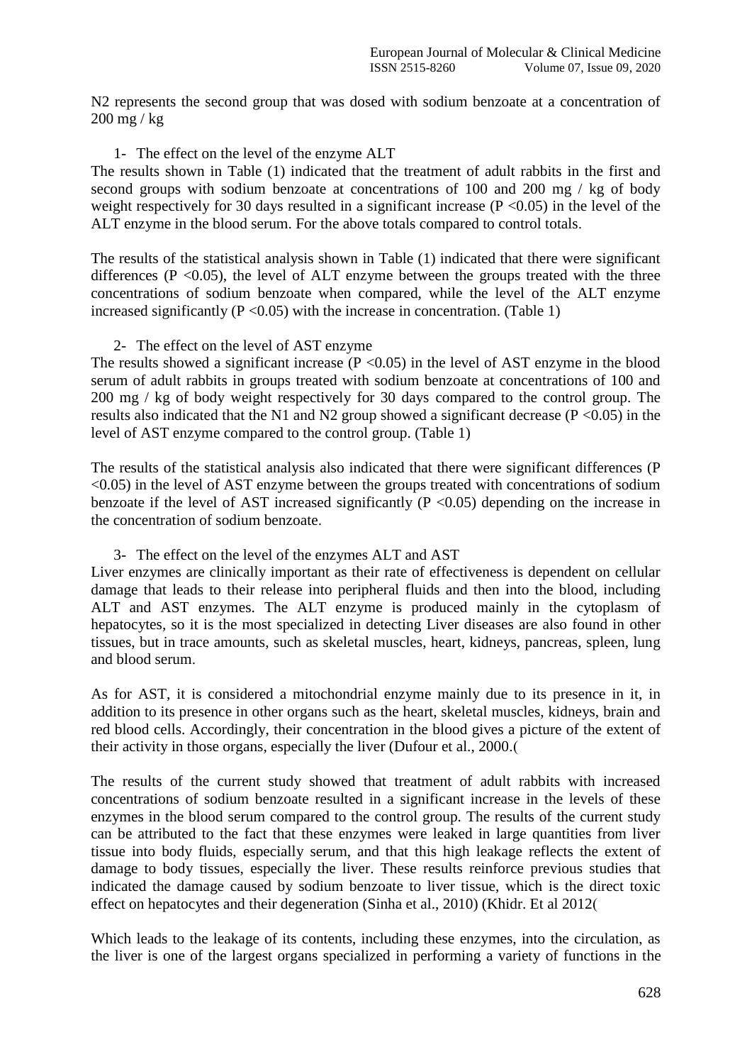N2 represents the second group that was dosed with sodium benzoate at a concentration of 200 mg / kg

1- The effect on the level of the enzyme ALT

The results shown in Table (1) indicated that the treatment of adult rabbits in the first and second groups with sodium benzoate at concentrations of 100 and 200 mg / kg of body weight respectively for 30 days resulted in a significant increase ($P < 0.05$) in the level of the ALT enzyme in the blood serum. For the above totals compared to control totals.

The results of the statistical analysis shown in Table (1) indicated that there were significant differences ($P < 0.05$), the level of ALT enzyme between the groups treated with the three concentrations of sodium benzoate when compared, while the level of the ALT enzyme increased significantly ($P < 0.05$) with the increase in concentration. (Table 1)

2- The effect on the level of AST enzyme

The results showed a significant increase ($P < 0.05$) in the level of AST enzyme in the blood serum of adult rabbits in groups treated with sodium benzoate at concentrations of 100 and 200 mg / kg of body weight respectively for 30 days compared to the control group. The results also indicated that the N1 and N2 group showed a significant decrease ($P < 0.05$) in the level of AST enzyme compared to the control group. (Table 1)

The results of the statistical analysis also indicated that there were significant differences ($P < 0.05$) in the level of AST enzyme between the groups treated with concentrations of sodium benzoate if the level of AST increased significantly ($P < 0.05$) depending on the increase in the concentration of sodium benzoate.

3- The effect on the level of the enzymes ALT and AST

Liver enzymes are clinically important as their rate of effectiveness is dependent on cellular damage that leads to their release into peripheral fluids and then into the blood, including ALT and AST enzymes. The ALT enzyme is produced mainly in the cytoplasm of hepatocytes, so it is the most specialized in detecting Liver diseases are also found in other tissues, but in trace amounts, such as skeletal muscles, heart, kidneys, pancreas, spleen, lung and blood serum.

As for AST, it is considered a mitochondrial enzyme mainly due to its presence in it, in addition to its presence in other organs such as the heart, skeletal muscles, kidneys, brain and red blood cells. Accordingly, their concentration in the blood gives a picture of the extent of their activity in those organs, especially the liver (Dufour et al., 2000.(

The results of the current study showed that treatment of adult rabbits with increased concentrations of sodium benzoate resulted in a significant increase in the levels of these enzymes in the blood serum compared to the control group. The results of the current study can be attributed to the fact that these enzymes were leaked in large quantities from liver tissue into body fluids, especially serum, and that this high leakage reflects the extent of damage to body tissues, especially the liver. These results reinforce previous studies that indicated the damage caused by sodium benzoate to liver tissue, which is the direct toxic effect on hepatocytes and their degeneration (Sinha et al., 2010) (Khidr. Et al 2012(

Which leads to the leakage of its contents, including these enzymes, into the circulation, as the liver is one of the largest organs specialized in performing a variety of functions in the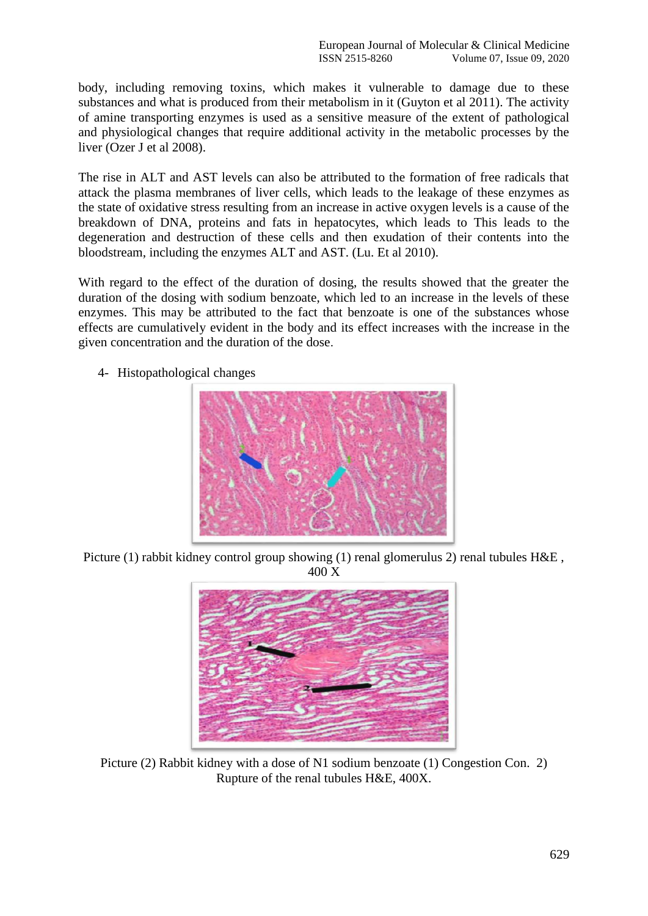body, including removing toxins, which makes it vulnerable to damage due to these substances and what is produced from their metabolism in it (Guyton et al 2011). The activity of amine transporting enzymes is used as a sensitive measure of the extent of pathological and physiological changes that require additional activity in the metabolic processes by the liver (Ozer J et al 2008).

The rise in ALT and AST levels can also be attributed to the formation of free radicals that attack the plasma membranes of liver cells, which leads to the leakage of these enzymes as the state of oxidative stress resulting from an increase in active oxygen levels is a cause of the breakdown of DNA, proteins and fats in hepatocytes, which leads to This leads to the degeneration and destruction of these cells and then exudation of their contents into the bloodstream, including the enzymes ALT and AST. (Lu. Et al 2010).

With regard to the effect of the duration of dosing, the results showed that the greater the duration of the dosing with sodium benzoate, which led to an increase in the levels of these enzymes. This may be attributed to the fact that benzoate is one of the substances whose effects are cumulatively evident in the body and its effect increases with the increase in the given concentration and the duration of the dose.

4- Histopathological changes

Picture (1) rabbit kidney control group showing (1) renal glomerulus 2) renal tubules H&E , 400 X

Picture (2) Rabbit kidney with a dose of N1 sodium benzoate (1) Congestion Con. 2) Rupture of the renal tubules H&E, 400X.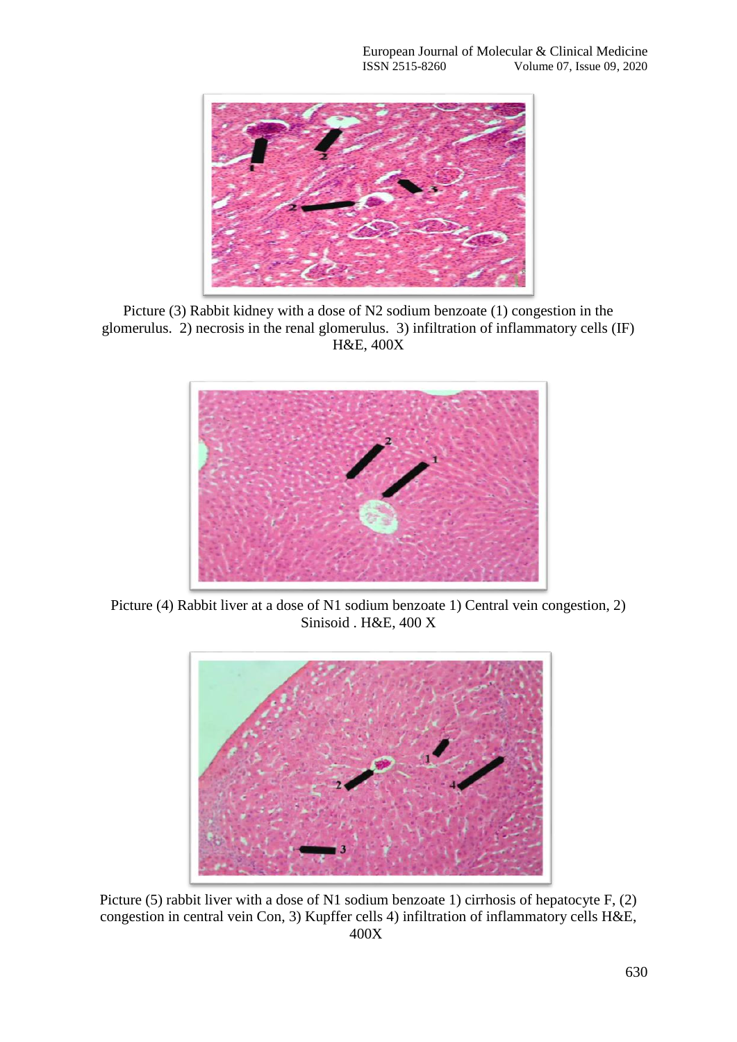Picture (3) Rabbit kidney with a dose of N2 sodium benzoate (1) congestion in the glomerulus. 2) necrosis in the renal glomerulus. 3) infiltration of inflammatory cells (IF) H&E, 400X

Picture (4) Rabbit liver at a dose of N1 sodium benzoate 1) Central vein congestion, 2) Sinisoid . H&E, 400 X

Picture (5) rabbit liver with a dose of N1 sodium benzoate 1) cirrhosis of hepatocyte F, (2) congestion in central vein Con, 3) Kupffer cells 4) infiltration of inflammatory cells H&E, 400X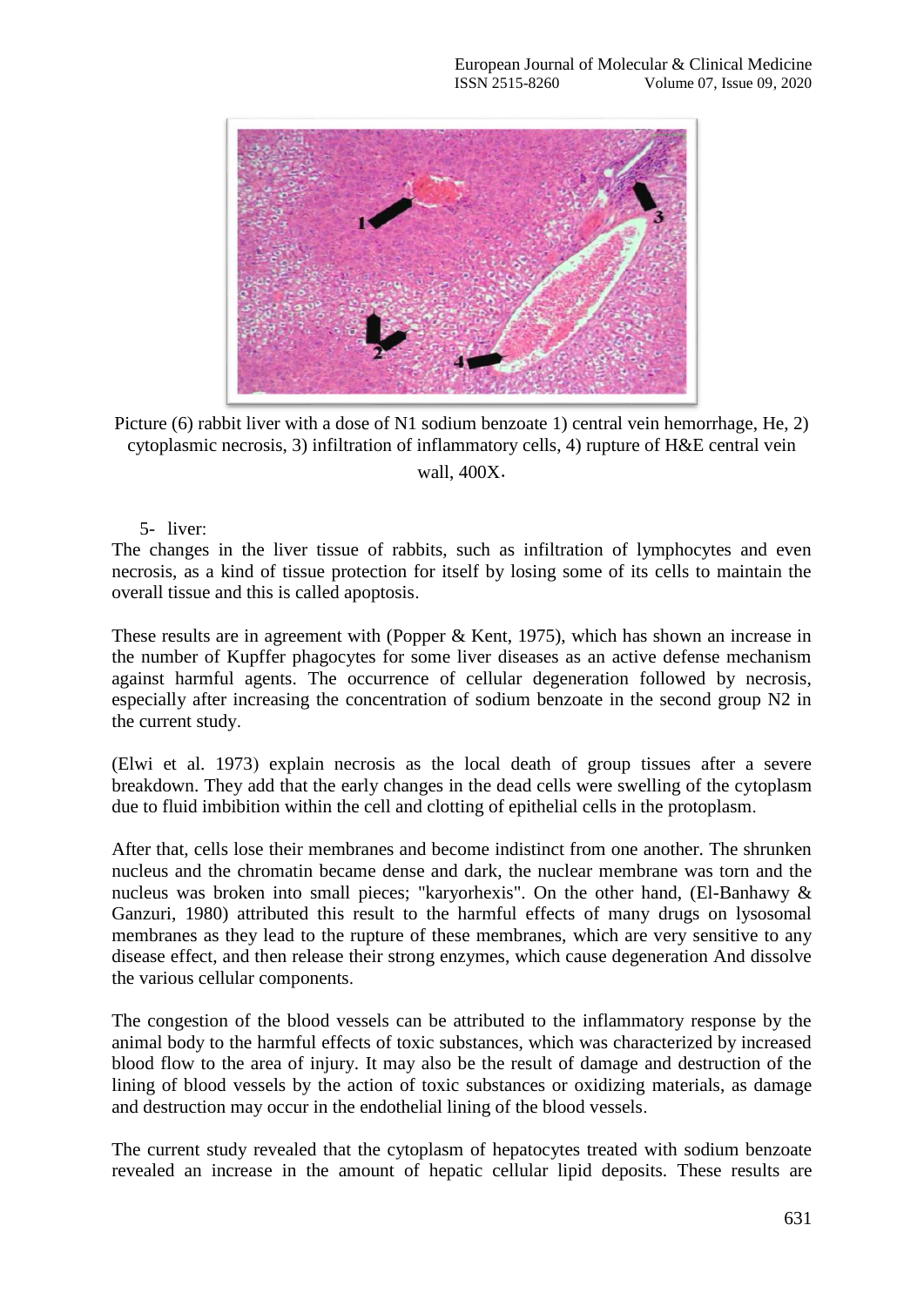Picture (6) rabbit liver with a dose of N1 sodium benzoate 1) central vein hemorrhage, He, 2) cytoplasmic necrosis, 3) infiltration of inflammatory cells, 4) rupture of H&E central vein wall, 400X.

5- liver:

The changes in the liver tissue of rabbits, such as infiltration of lymphocytes and even necrosis, as a kind of tissue protection for itself by losing some of its cells to maintain the overall tissue and this is called apoptosis.

These results are in agreement with (Popper & Kent, 1975), which has shown an increase in the number of Kupffer phagocytes for some liver diseases as an active defense mechanism against harmful agents. The occurrence of cellular degeneration followed by necrosis, especially after increasing the concentration of sodium benzoate in the second group N2 in the current study.

(Elwi et al. 1973) explain necrosis as the local death of group tissues after a severe breakdown. They add that the early changes in the dead cells were swelling of the cytoplasm due to fluid imbibition within the cell and clotting of epithelial cells in the protoplasm.

After that, cells lose their membranes and become indistinct from one another. The shrunken nucleus and the chromatin became dense and dark, the nuclear membrane was torn and the nucleus was broken into small pieces; "karyorhexis". On the other hand, (El-Banhawy & Ganzuri, 1980) attributed this result to the harmful effects of many drugs on lysosomal membranes as they lead to the rupture of these membranes, which are very sensitive to any disease effect, and then release their strong enzymes, which cause degeneration And dissolve the various cellular components.

The congestion of the blood vessels can be attributed to the inflammatory response by the animal body to the harmful effects of toxic substances, which was characterized by increased blood flow to the area of injury. It may also be the result of damage and destruction of the lining of blood vessels by the action of toxic substances or oxidizing materials, as damage and destruction may occur in the endothelial lining of the blood vessels.

The current study revealed that the cytoplasm of hepatocytes treated with sodium benzoate revealed an increase in the amount of hepatic cellular lipid deposits. These results are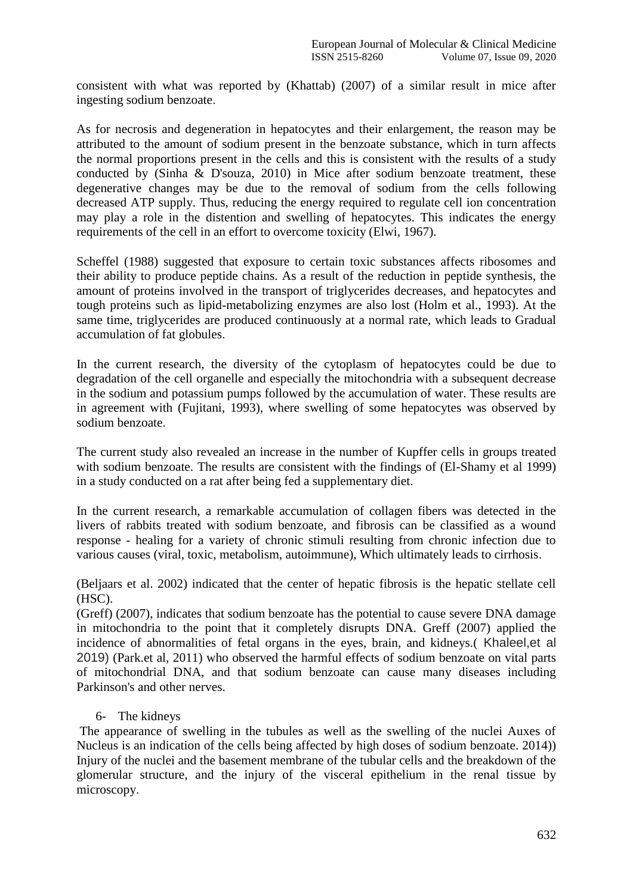consistent with what was reported by (Khattab) (2007) of a similar result in mice after ingesting sodium benzoate.

As for necrosis and degeneration in hepatocytes and their enlargement, the reason may be attributed to the amount of sodium present in the benzoate substance, which in turn affects the normal proportions present in the cells and this is consistent with the results of a study conducted by (Sinha & D'souza, 2010) in Mice after sodium benzoate treatment, these degenerative changes may be due to the removal of sodium from the cells following decreased ATP supply. Thus, reducing the energy required to regulate cell ion concentration may play a role in the distention and swelling of hepatocytes. This indicates the energy requirements of the cell in an effort to overcome toxicity (Elwi, 1967).

Scheffel (1988) suggested that exposure to certain toxic substances affects ribosomes and their ability to produce peptide chains. As a result of the reduction in peptide synthesis, the amount of proteins involved in the transport of triglycerides decreases, and hepatocytes and tough proteins such as lipid-metabolizing enzymes are also lost (Holm et al., 1993). At the same time, triglycerides are produced continuously at a normal rate, which leads to Gradual accumulation of fat globules.

In the current research, the diversity of the cytoplasm of hepatocytes could be due to degradation of the cell organelle and especially the mitochondria with a subsequent decrease in the sodium and potassium pumps followed by the accumulation of water. These results are in agreement with (Fujitani, 1993), where swelling of some hepatocytes was observed by sodium benzoate.

The current study also revealed an increase in the number of Kupffer cells in groups treated with sodium benzoate. The results are consistent with the findings of (El-Shamy et al 1999) in a study conducted on a rat after being fed a supplementary diet.

In the current research, a remarkable accumulation of collagen fibers was detected in the livers of rabbits treated with sodium benzoate, and fibrosis can be classified as a wound response - healing for a variety of chronic stimuli resulting from chronic infection due to various causes (viral, toxic, metabolism, autoimmune), Which ultimately leads to cirrhosis.

(Beljaars et al. 2002) indicated that the center of hepatic fibrosis is the hepatic stellate cell (HSC).

(Greff) (2007), indicates that sodium benzoate has the potential to cause severe DNA damage in mitochondria to the point that it completely disrupts DNA. Greff (2007) applied the incidence of abnormalities of fetal organs in the eyes, brain, and kidneys.( Khaleel,et al 2019) (Park.et al, 2011) who observed the harmful effects of sodium benzoate on vital parts of mitochondrial DNA, and that sodium benzoate can cause many diseases including Parkinson's and other nerves.

6- The kidneys

The appearance of swelling in the tubules as well as the swelling of the nuclei Auxes of Nucleus is an indication of the cells being affected by high doses of sodium benzoate. 2014)) Injury of the nuclei and the basement membrane of the tubular cells and the breakdown of the glomerular structure, and the injury of the visceral epithelium in the renal tissue by microscopy.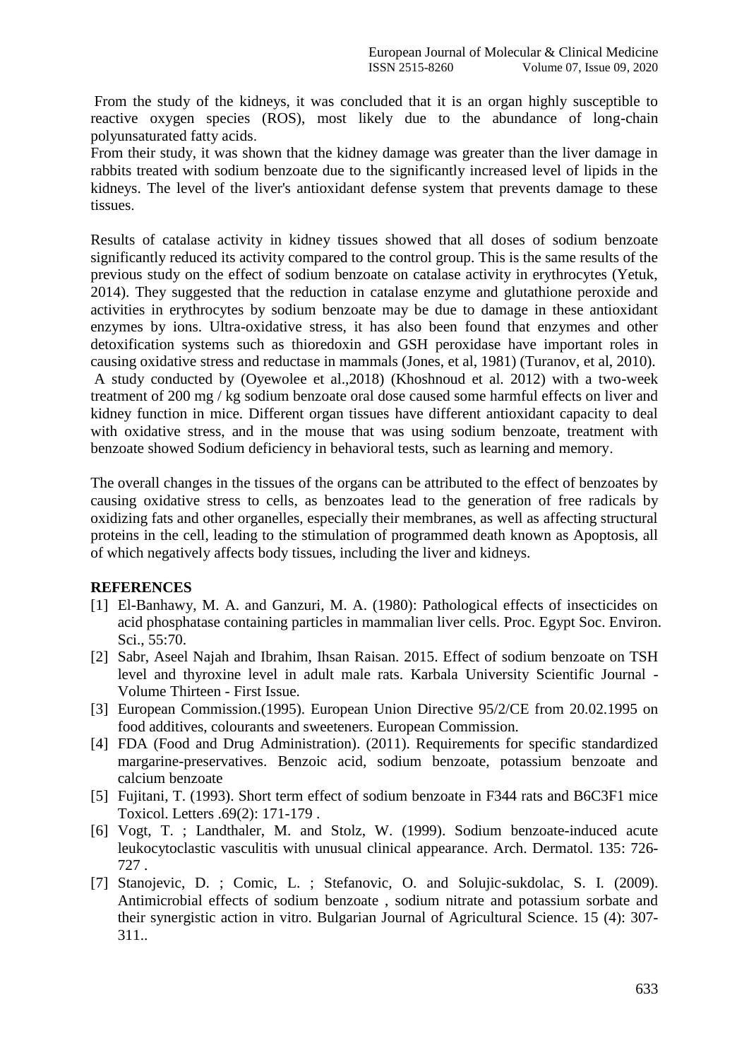From the study of the kidneys, it was concluded that it is an organ highly susceptible to reactive oxygen species (ROS), most likely due to the abundance of long-chain polyunsaturated fatty acids.
From their study, it was shown that the kidney damage was greater than the liver damage in rabbits treated with sodium benzoate due to the significantly increased level of lipids in the kidneys. The level of the liver's antioxidant defense system that prevents damage to these tissues.

Results of catalase activity in kidney tissues showed that all doses of sodium benzoate significantly reduced its activity compared to the control group. This is the same results of the previous study on the effect of sodium benzoate on catalase activity in erythrocytes (Yetuk, 2014). They suggested that the reduction in catalase enzyme and glutathione peroxide and activities in erythrocytes by sodium benzoate may be due to damage in these antioxidant enzymes by ions. Ultra-oxidative stress, it has also been found that enzymes and other detoxification systems such as thioredoxin and GSH peroxidase have important roles in causing oxidative stress and reductase in mammals (Jones, et al, 1981) (Turanov, et al, 2010).
A study conducted by (Oyewolee et al.,2018) (Khoshnoud et al. 2012) with a two-week treatment of 200 mg / kg sodium benzoate oral dose caused some harmful effects on liver and kidney function in mice. Different organ tissues have different antioxidant capacity to deal with oxidative stress, and in the mouse that was using sodium benzoate, treatment with benzoate showed Sodium deficiency in behavioral tests, such as learning and memory.

The overall changes in the tissues of the organs can be attributed to the effect of benzoates by causing oxidative stress to cells, as benzoates lead to the generation of free radicals by oxidizing fats and other organelles, especially their membranes, as well as affecting structural proteins in the cell, leading to the stimulation of programmed death known as Apoptosis, all of which negatively affects body tissues, including the liver and kidneys.

## REFERENCES

[1] El-Banhawy, M. A. and Ganzuri, M. A. (1980): Pathological effects of insecticides on acid phosphatase containing particles in mammalian liver cells. Proc. Egypt Soc. Environ. Sci., 55:70.

[2] Sabr, Aseel Najah and Ibrahim, Ihsan Raisan. 2015. Effect of sodium benzoate on TSH level and thyroxine level in adult male rats. Karbala University Scientific Journal - Volume Thirteen - First Issue.

[3] European Commission.(1995). European Union Directive 95/2/CE from 20.02.1995 on food additives, colourants and sweeteners. European Commission.

[4] FDA (Food and Drug Administration). (2011). Requirements for specific standardized margarine-preservatives. Benzoic acid, sodium benzoate, potassium benzoate and calcium benzoate

[5] Fujitani, T. (1993). Short term effect of sodium benzoate in F344 rats and B6C3F1 mice Toxicol. Letters .69(2): 171-179 .

[6] Vogt, T. ; Landthaler, M. and Stolz, W. (1999). Sodium benzoate-induced acute leukocytoclastic vasculitis with unusual clinical appearance. Arch. Dermatol. 135: 726-727 .

[7] Stanojevic, D. ; Comic, L. ; Stefanovic, O. and Solujic-sukdolac, S. I. (2009). Antimicrobial effects of sodium benzoate , sodium nitrate and potassium sorbate and their synergistic action in vitro. Bulgarian Journal of Agricultural Science. 15 (4): 307-311..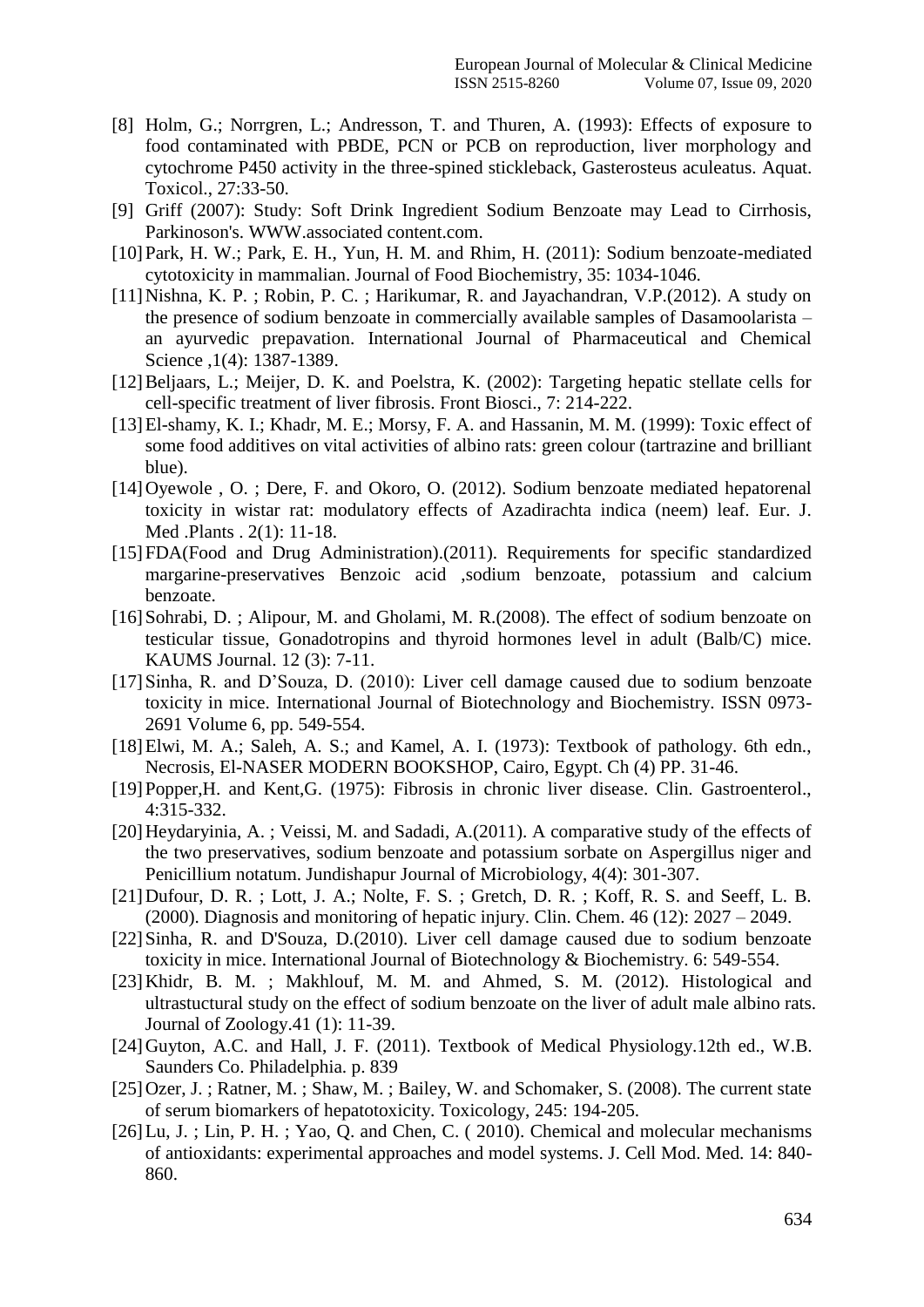[8] Holm, G.; Norrgren, L.; Andresson, T. and Thuren, A. (1993): Effects of exposure to food contaminated with PBDE, PCN or PCB on reproduction, liver morphology and cytochrome P450 activity in the three-spined stickleback, Gasterosteus aculeatus. Aquat. Toxicol., 27:33-50.

[9] Griff (2007): Study: Soft Drink Ingredient Sodium Benzoate may Lead to Cirrhosis, Parkinoson's. WWW.associated content.com.

[10] Park, H. W.; Park, E. H., Yun, H. M. and Rhim, H. (2011): Sodium benzoate-mediated cytotoxicity in mammalian. Journal of Food Biochemistry, 35: 1034-1046.

[11] Nishna, K. P. ; Robin, P. C. ; Harikumar, R. and Jayachandran, V.P.(2012). A study on the presence of sodium benzoate in commercially available samples of Dasamoolarista – an ayurvedic prepavation. International Journal of Pharmaceutical and Chemical Science ,1(4): 1387-1389.

[12] Beljaars, L.; Meijer, D. K. and Poelstra, K. (2002): Targeting hepatic stellate cells for cell-specific treatment of liver fibrosis. Front Biosci., 7: 214-222.

[13] El-shamy, K. I.; Khadr, M. E.; Morsy, F. A. and Hassanin, M. M. (1999): Toxic effect of some food additives on vital activities of albino rats: green colour (tartrazine and brilliant blue).

[14] Oyewole , O. ; Dere, F. and Okoro, O. (2012). Sodium benzoate mediated hepatorenal toxicity in wistar rat: modulatory effects of Azadirachta indica (neem) leaf. Eur. J. Med .Plants . 2(1): 11-18.

[15] FDA(Food and Drug Administration).(2011). Requirements for specific standardized margarine-preservatives Benzoic acid ,sodium benzoate, potassium and calcium benzoate.

[16] Sohrabi, D. ; Alipour, M. and Gholami, M. R.(2008). The effect of sodium benzoate on testicular tissue, Gonadotropins and thyroid hormones level in adult (Balb/C) mice. KAUMS Journal. 12 (3): 7-11.

[17] Sinha, R. and D'Souza, D. (2010): Liver cell damage caused due to sodium benzoate toxicity in mice. International Journal of Biotechnology and Biochemistry. ISSN 0973-2691 Volume 6, pp. 549-554.

[18] Elwi, M. A.; Saleh, A. S.; and Kamel, A. I. (1973): Textbook of pathology. 6th edn., Necrosis, El-NASER MODERN BOOKSHOP, Cairo, Egypt. Ch (4) PP. 31-46.

[19] Popper,H. and Kent,G. (1975): Fibrosis in chronic liver disease. Clin. Gastroenterol., 4:315-332.

[20] Heydaryinia, A. ; Veissi, M. and Sadadi, A.(2011). A comparative study of the effects of the two preservatives, sodium benzoate and potassium sorbate on Aspergillus niger and Penicillium notatum. Jundishapur Journal of Microbiology, 4(4): 301-307.

[21] Dufour, D. R. ; Lott, J. A.; Nolte, F. S. ; Gretch, D. R. ; Koff, R. S. and Seeff, L. B. (2000). Diagnosis and monitoring of hepatic injury. Clin. Chem. 46 (12): 2027 – 2049.

[22] Sinha, R. and D'Souza, D.(2010). Liver cell damage caused due to sodium benzoate toxicity in mice. International Journal of Biotechnology & Biochemistry. 6: 549-554.

[23] Khidr, B. M. ; Makhlouf, M. M. and Ahmed, S. M. (2012). Histological and ultrastuctural study on the effect of sodium benzoate on the liver of adult male albino rats. Journal of Zoology.41 (1): 11-39.

[24] Guyton, A.C. and Hall, J. F. (2011). Textbook of Medical Physiology.12th ed., W.B. Saunders Co. Philadelphia. p. 839

[25] Ozer, J. ; Ratner, M. ; Shaw, M. ; Bailey, W. and Schomaker, S. (2008). The current state of serum biomarkers of hepatotoxicity. Toxicology, 245: 194-205.

[26] Lu, J. ; Lin, P. H. ; Yao, Q. and Chen, C. ( 2010). Chemical and molecular mechanisms of antioxidants: experimental approaches and model systems. J. Cell Mod. Med. 14: 840-860.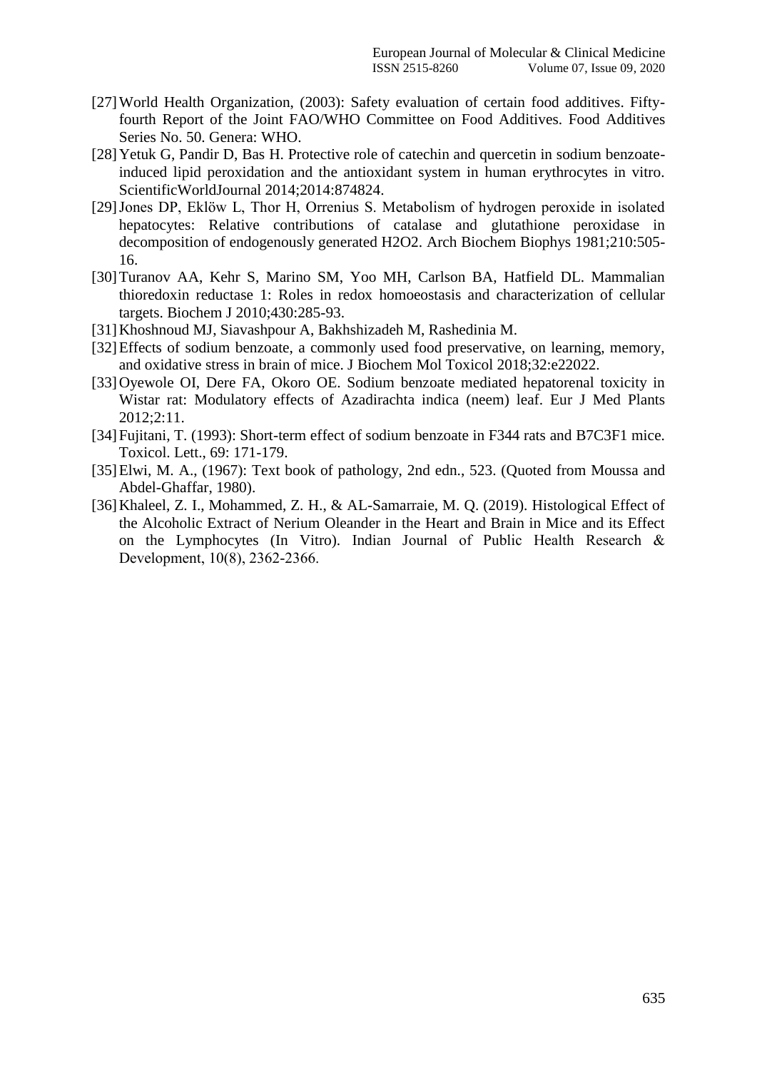[27] World Health Organization, (2003): Safety evaluation of certain food additives. Fifty-fourth Report of the Joint FAO/WHO Committee on Food Additives. Food Additives Series No. 50. Genera: WHO.

[28] Yetuk G, Pandir D, Bas H. Protective role of catechin and quercetin in sodium benzoate-induced lipid peroxidation and the antioxidant system in human erythrocytes in vitro. ScientificWorldJournal 2014;2014:874824.

[29] Jones DP, Eklöw L, Thor H, Orrenius S. Metabolism of hydrogen peroxide in isolated hepatocytes: Relative contributions of catalase and glutathione peroxidase in decomposition of endogenously generated H2O2. Arch Biochem Biophys 1981;210:505-16.

[30] Turanov AA, Kehr S, Marino SM, Yoo MH, Carlson BA, Hatfield DL. Mammalian thioredoxin reductase 1: Roles in redox homoeostasis and characterization of cellular targets. Biochem J 2010;430:285-93.

[31] Khoshnoud MJ, Siavashpour A, Bakhshizadeh M, Rashedinia M.

[32] Effects of sodium benzoate, a commonly used food preservative, on learning, memory, and oxidative stress in brain of mice. J Biochem Mol Toxicol 2018;32:e22022.

[33] Oyewole OI, Dere FA, Okoro OE. Sodium benzoate mediated hepatorenal toxicity in Wistar rat: Modulatory effects of Azadirachta indica (neem) leaf. Eur J Med Plants 2012;2:11.

[34] Fujitani, T. (1993): Short-term effect of sodium benzoate in F344 rats and B7C3F1 mice. Toxicol. Lett., 69: 171-179.

[35] Elwi, M. A., (1967): Text book of pathology, 2nd edn., 523. (Quoted from Moussa and Abdel-Ghaffar, 1980).

[36] Khaleel, Z. I., Mohammed, Z. H., & AL-Samarraie, M. Q. (2019). Histological Effect of the Alcoholic Extract of Nerium Oleander in the Heart and Brain in Mice and its Effect on the Lymphocytes (In Vitro). Indian Journal of Public Health Research & Development, 10(8), 2362-2366.